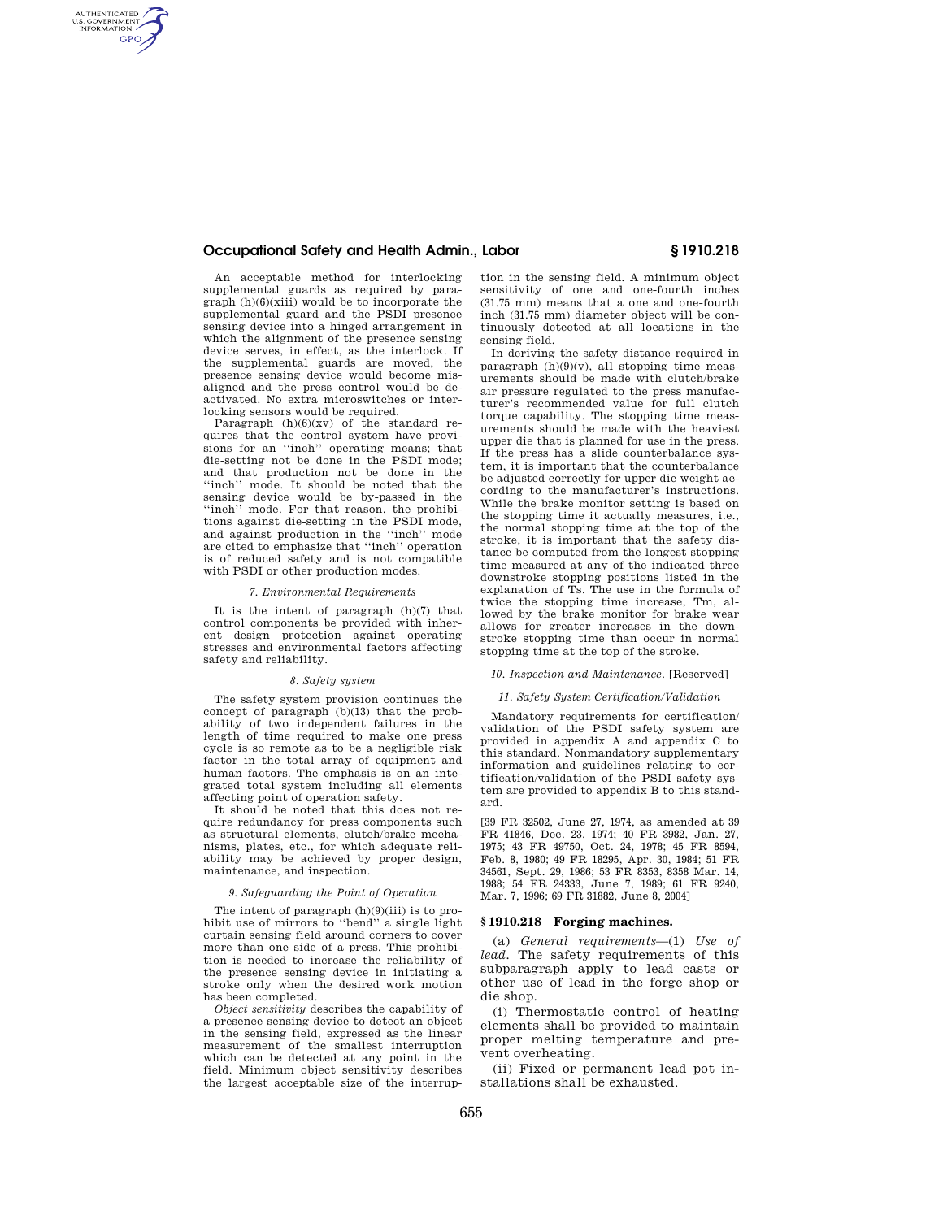An acceptable method for interlocking supplemental guards as required by paragraph (h)(6)(xiii) would be to incorporate the supplemental guard and the PSDI presence sensing device into a hinged arrangement in which the alignment of the presence sensing device serves, in effect, as the interlock. If the supplemental guards are moved, the presence sensing device would become misaligned and the press control would be deactivated. No extra microswitches or interlocking sensors would be required.

Paragraph (h)(6)(xv) of the standard requires that the control system have provisions for an ''inch'' operating means; that die-setting not be done in the PSDI mode; and that production not be done in the ''inch'' mode. It should be noted that the sensing device would be by-passed in the ''inch'' mode. For that reason, the prohibitions against die-setting in the PSDI mode, and against production in the ''inch'' mode are cited to emphasize that ''inch'' operation is of reduced safety and is not compatible with PSDI or other production modes.

*7. Environmental Requirements*

It is the intent of paragraph (h)(7) that control components be provided with inherent design protection against operating stresses and environmental factors affecting safety and reliability.

*8. Safety system*

The safety system provision continues the concept of paragraph (b)(13) that the probability of two independent failures in the length of time required to make one press cycle is so remote as to be a negligible risk factor in the total array of equipment and human factors. The emphasis is on an integrated total system including all elements affecting point of operation safety.

It should be noted that this does not require redundancy for press components such as structural elements, clutch/brake mechanisms, plates, etc., for which adequate reliability may be achieved by proper design, maintenance, and inspection.

*9. Safeguarding the Point of Operation*

The intent of paragraph (h)(9)(iii) is to prohibit use of mirrors to ''bend'' a single light curtain sensing field around corners to cover more than one side of a press. This prohibition is needed to increase the reliability of the presence sensing device in initiating a stroke only when the desired work motion has been completed.

*Object sensitivity* describes the capability of a presence sensing device to detect an object in the sensing field, expressed as the linear measurement of the smallest interruption which can be detected at any point in the field. Minimum object sensitivity describes the largest acceptable size of the interruption in the sensing field. A minimum object sensitivity of one and one-fourth inches (31.75 mm) means that a one and one-fourth inch (31.75 mm) diameter object will be continuously detected at all locations in the sensing field.

In deriving the safety distance required in paragraph (h)(9)(v), all stopping time measurements should be made with clutch/brake air pressure regulated to the press manufacturer's recommended value for full clutch torque capability. The stopping time measurements should be made with the heaviest upper die that is planned for use in the press. If the press has a slide counterbalance system, it is important that the counterbalance be adjusted correctly for upper die weight according to the manufacturer's instructions. While the brake monitor setting is based on the stopping time it actually measures, i.e., the normal stopping time at the top of the stroke, it is important that the safety distance be computed from the longest stopping time measured at any of the indicated three downstroke stopping positions listed in the explanation of Ts. The use in the formula of twice the stopping time increase, Tm, allowed by the brake monitor for brake wear allows for greater increases in the downstroke stopping time than occur in normal stopping time at the top of the stroke.

*10. Inspection and Maintenance.* [Reserved]

*11. Safety System Certification/Validation*

Mandatory requirements for certification/validation of the PSDI safety system are provided in appendix A and appendix C to this standard. Nonmandatory supplementary information and guidelines relating to certification/validation of the PSDI safety system are provided to appendix B to this standard.

[39 FR 32502, June 27, 1974, as amended at 39 FR 41846, Dec. 23, 1974; 40 FR 3982, Jan. 27, 1975; 43 FR 49750, Oct. 24, 1978; 45 FR 8594, Feb. 8, 1980; 49 FR 18295, Apr. 30, 1984; 51 FR 34561, Sept. 29, 1986; 53 FR 8353, 8358 Mar. 14, 1988; 54 FR 24333, June 7, 1989; 61 FR 9240, Mar. 7, 1996; 69 FR 31882, June 8, 2004]

## § 1910.218 Forging machines.

(a) *General requirements*—(1) *Use of lead.* The safety requirements of this subparagraph apply to lead casts or other use of lead in the forge shop or die shop.

(i) Thermostatic control of heating elements shall be provided to maintain proper melting temperature and prevent overheating.

(ii) Fixed or permanent lead pot installations shall be exhausted.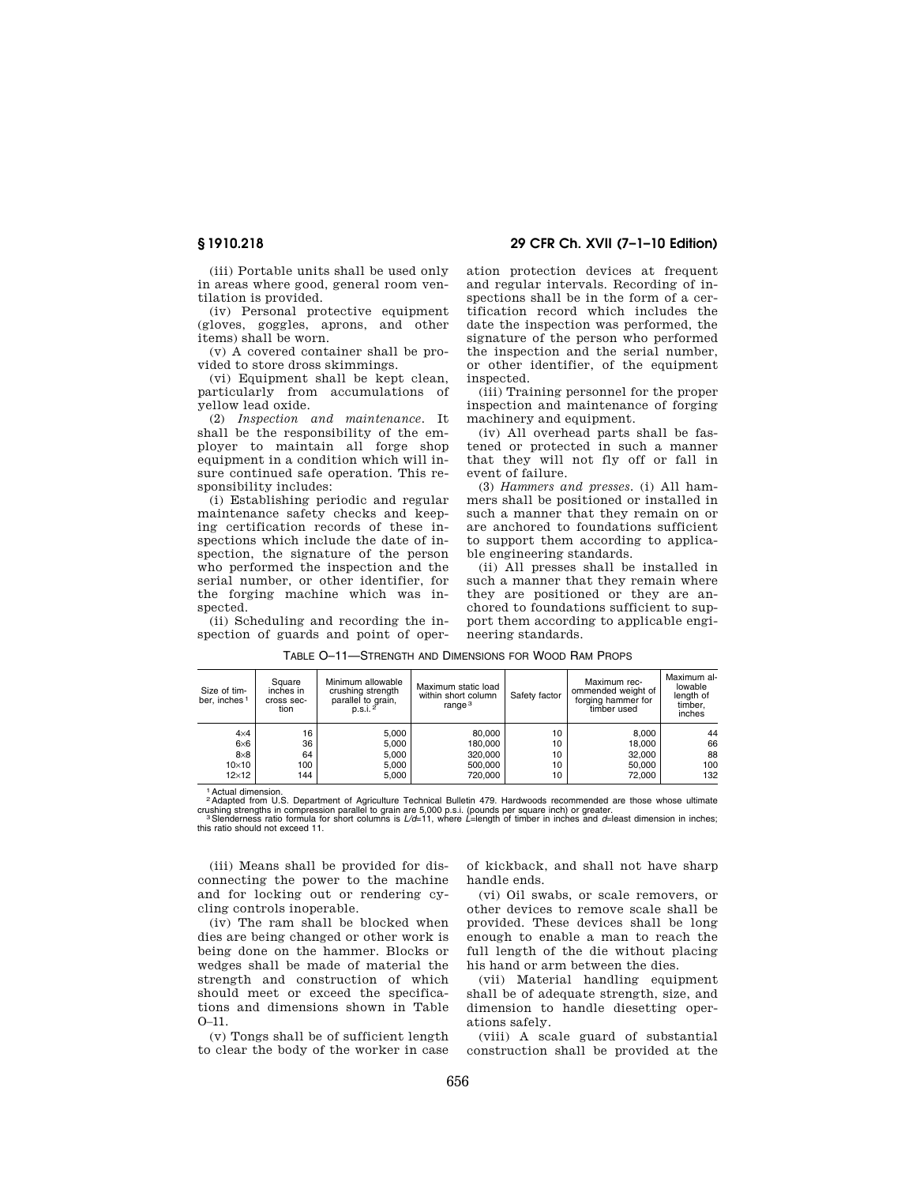(iii) Portable units shall be used only in areas where good, general room ventilation is provided.

(iv) Personal protective equipment (gloves, goggles, aprons, and other items) shall be worn.

(v) A covered container shall be provided to store dross skimmings.

(vi) Equipment shall be kept clean, particularly from accumulations of yellow lead oxide.

(2) *Inspection and maintenance.* It shall be the responsibility of the employer to maintain all forge shop equipment in a condition which will insure continued safe operation. This responsibility includes:

(i) Establishing periodic and regular maintenance safety checks and keeping certification records of these inspections which include the date of inspection, the signature of the person who performed the inspection and the serial number, or other identifier, for the forging machine which was inspected.

(ii) Scheduling and recording the inspection of guards and point of operation protection devices at frequent and regular intervals. Recording of inspections shall be in the form of a certification record which includes the date the inspection was performed, the signature of the person who performed the inspection and the serial number, or other identifier, of the equipment inspected.

(iii) Training personnel for the proper inspection and maintenance of forging machinery and equipment.

(iv) All overhead parts shall be fastened or protected in such a manner that they will not fly off or fall in event of failure.

(3) *Hammers and presses.* (i) All hammers shall be positioned or installed in such a manner that they remain on or are anchored to foundations sufficient to support them according to applicable engineering standards.

(ii) All presses shall be installed in such a manner that they remain where they are positioned or they are anchored to foundations sufficient to support them according to applicable engineering standards.

TABLE O–11—STRENGTH AND DIMENSIONS FOR WOOD RAM PROPS

| Size of timber, inches [1] | Square inches in cross section | Minimum allowable crushing strength parallel to grain, p.s.i. [2] | Maximum static load within short column range [3] | Safety factor | Maximum recommended weight of forging hammer for timber used | Maximum allowable length of timber, inches |
|---|---|---|---|---|---|---|
| 4×4 | 16 | 5,000 | 80,000 | 10 | 8,000 | 44 |
| 6×6 | 36 | 5,000 | 180,000 | 10 | 18,000 | 66 |
| 8×8 | 64 | 5,000 | 320,000 | 10 | 32,000 | 88 |
| 10×10 | 100 | 5,000 | 500,000 | 10 | 50,000 | 100 |
| 12×12 | 144 | 5,000 | 720,000 | 10 | 72,000 | 132 |

[1] Actual dimension.

[2] Adapted from U.S. Department of Agriculture Technical Bulletin 479. Hardwoods recommended are those whose ultimate crushing strengths in compression parallel to grain are 5,000 p.s.i. (pounds per square inch) or greater.

[3] Slenderness ratio formula for short columns is $L/d$=11, where $L$=length of timber in inches and $d$=least dimension in inches; this ratio should not exceed 11.

(iii) Means shall be provided for disconnecting the power to the machine and for locking out or rendering cycling controls inoperable.

(iv) The ram shall be blocked when dies are being changed or other work is being done on the hammer. Blocks or wedges shall be made of material the strength and construction of which should meet or exceed the specifications and dimensions shown in Table O–11.

(v) Tongs shall be of sufficient length to clear the body of the worker in case of kickback, and shall not have sharp handle ends.

(vi) Oil swabs, or scale removers, or other devices to remove scale shall be provided. These devices shall be long enough to enable a man to reach the full length of the die without placing his hand or arm between the dies.

(vii) Material handling equipment shall be of adequate strength, size, and dimension to handle diesetting operations safely.

(viii) A scale guard of substantial construction shall be provided at the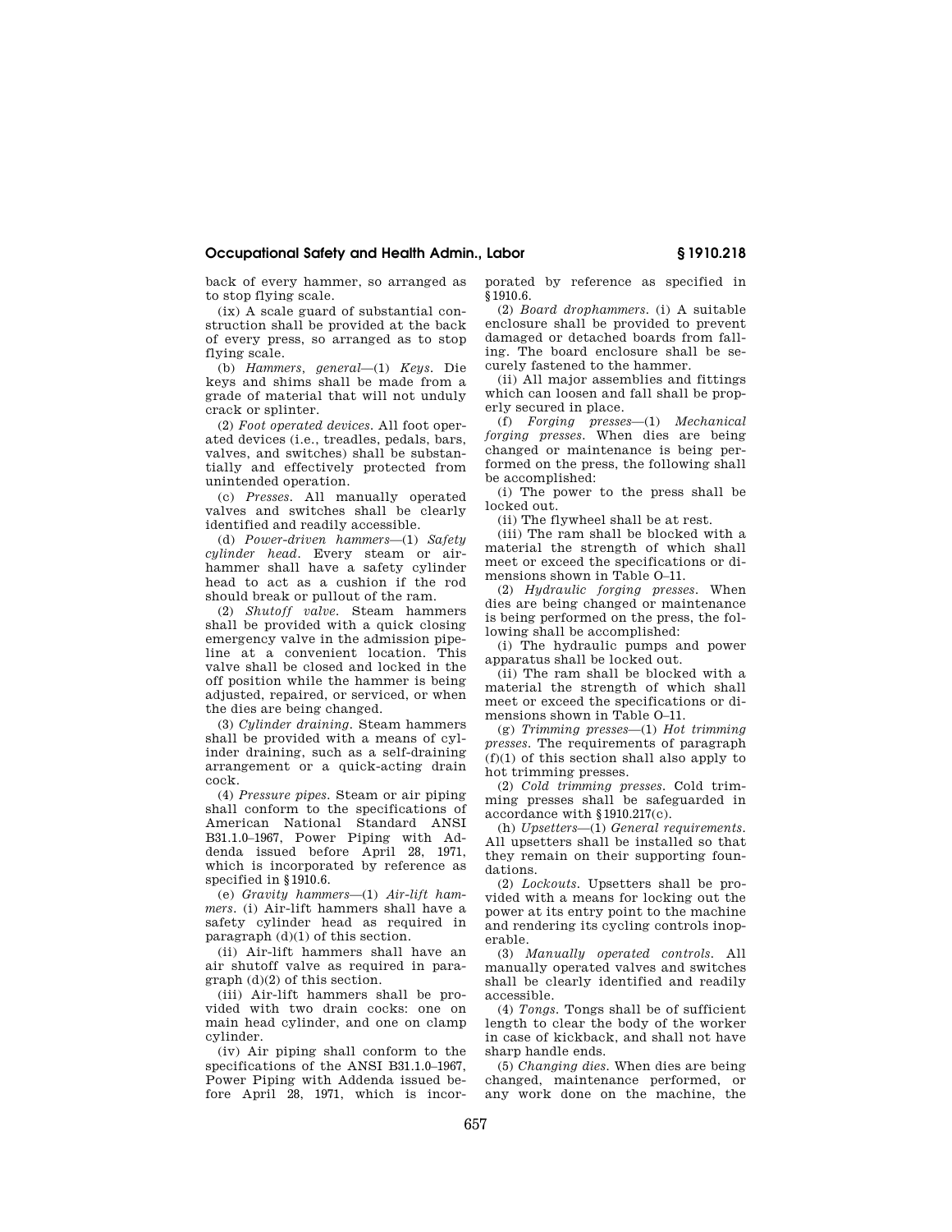back of every hammer, so arranged as to stop flying scale.

(ix) A scale guard of substantial construction shall be provided at the back of every press, so arranged as to stop flying scale.

(b) *Hammers, general*—(1) *Keys.* Die keys and shims shall be made from a grade of material that will not unduly crack or splinter.

(2) *Foot operated devices.* All foot operated devices (i.e., treadles, pedals, bars, valves, and switches) shall be substantially and effectively protected from unintended operation.

(c) *Presses.* All manually operated valves and switches shall be clearly identified and readily accessible.

(d) *Power-driven hammers*—(1) *Safety cylinder head.* Every steam or air-hammer shall have a safety cylinder head to act as a cushion if the rod should break or pullout of the ram.

(2) *Shutoff valve.* Steam hammers shall be provided with a quick closing emergency valve in the admission pipeline at a convenient location. This valve shall be closed and locked in the off position while the hammer is being adjusted, repaired, or serviced, or when the dies are being changed.

(3) *Cylinder draining.* Steam hammers shall be provided with a means of cylinder draining, such as a self-draining arrangement or a quick-acting drain cock.

(4) *Pressure pipes.* Steam or air piping shall conform to the specifications of American National Standard ANSI B31.1.0–1967, Power Piping with Addenda issued before April 28, 1971, which is incorporated by reference as specified in §1910.6.

(e) *Gravity hammers*—(1) *Air-lift hammers.* (i) Air-lift hammers shall have a safety cylinder head as required in paragraph (d)(1) of this section.

(ii) Air-lift hammers shall have an air shutoff valve as required in paragraph (d)(2) of this section.

(iii) Air-lift hammers shall be provided with two drain cocks: one on main head cylinder, and one on clamp cylinder.

(iv) Air piping shall conform to the specifications of the ANSI B31.1.0–1967, Power Piping with Addenda issued before April 28, 1971, which is incorporated by reference as specified in §1910.6.

(2) *Board drophammers.* (i) A suitable enclosure shall be provided to prevent damaged or detached boards from falling. The board enclosure shall be securely fastened to the hammer.

(ii) All major assemblies and fittings which can loosen and fall shall be properly secured in place.

(f) *Forging presses*—(1) *Mechanical forging presses.* When dies are being changed or maintenance is being performed on the press, the following shall be accomplished:

(i) The power to the press shall be locked out.

(ii) The flywheel shall be at rest.

(iii) The ram shall be blocked with a material the strength of which shall meet or exceed the specifications or dimensions shown in Table O–11.

(2) *Hydraulic forging presses.* When dies are being changed or maintenance is being performed on the press, the following shall be accomplished:

(i) The hydraulic pumps and power apparatus shall be locked out.

(ii) The ram shall be blocked with a material the strength of which shall meet or exceed the specifications or dimensions shown in Table O–11.

(g) *Trimming presses*—(1) *Hot trimming presses.* The requirements of paragraph (f)(1) of this section shall also apply to hot trimming presses.

(2) *Cold trimming presses.* Cold trimming presses shall be safeguarded in accordance with §1910.217(c).

(h) *Upsetters*—(1) *General requirements.* All upsetters shall be installed so that they remain on their supporting foundations.

(2) *Lockouts.* Upsetters shall be provided with a means for locking out the power at its entry point to the machine and rendering its cycling controls inoperable.

(3) *Manually operated controls.* All manually operated valves and switches shall be clearly identified and readily accessible.

(4) *Tongs.* Tongs shall be of sufficient length to clear the body of the worker in case of kickback, and shall not have sharp handle ends.

(5) *Changing dies.* When dies are being changed, maintenance performed, or any work done on the machine, the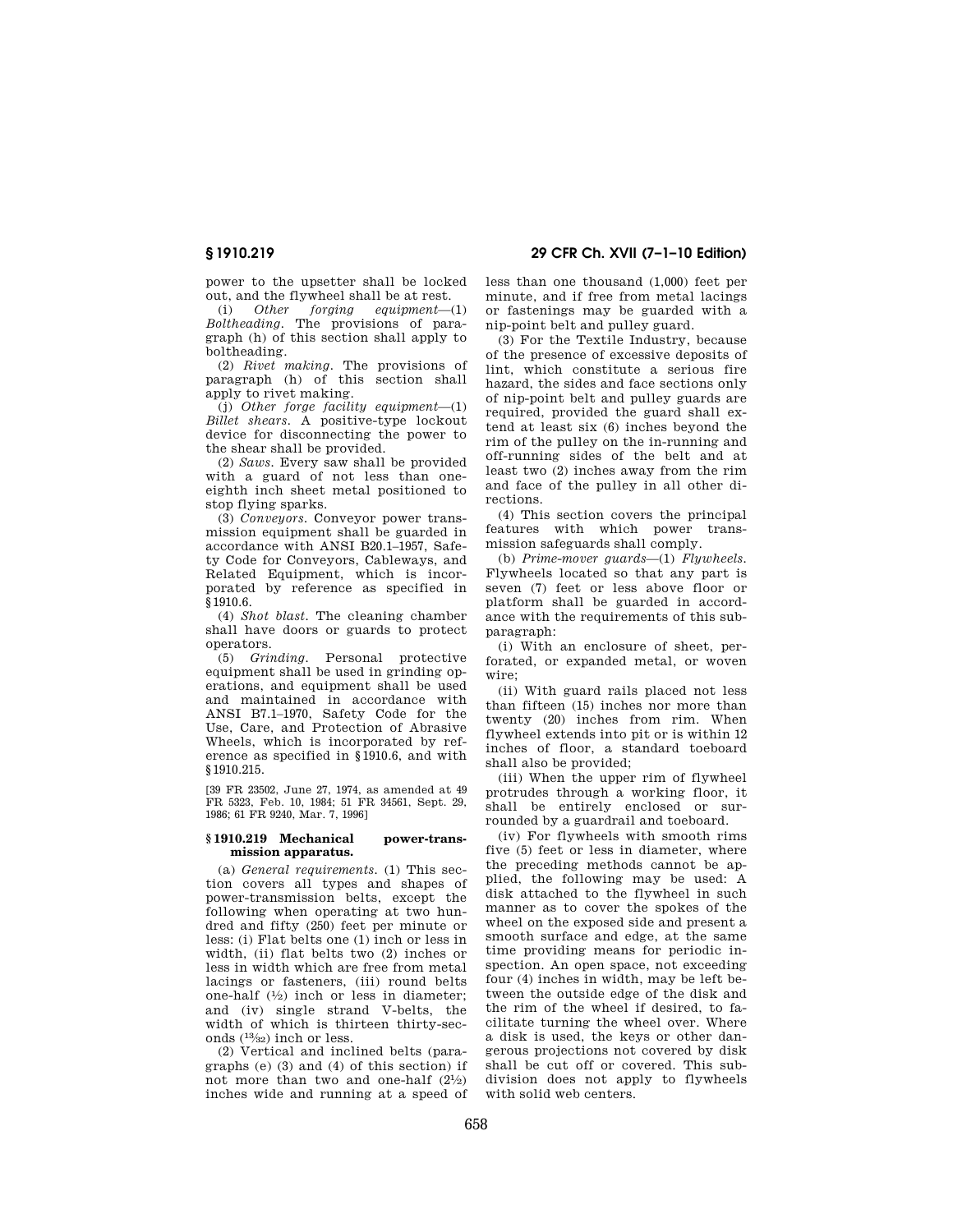power to the upsetter shall be locked out, and the flywheel shall be at rest.

(i) *Other forging equipment*—(1) *Boltheading.* The provisions of paragraph (h) of this section shall apply to boltheading.

(2) *Rivet making.* The provisions of paragraph (h) of this section shall apply to rivet making.

(j) *Other forge facility equipment*—(1) *Billet shears.* A positive-type lockout device for disconnecting the power to the shear shall be provided.

(2) *Saws.* Every saw shall be provided with a guard of not less than one-eighth inch sheet metal positioned to stop flying sparks.

(3) *Conveyors.* Conveyor power transmission equipment shall be guarded in accordance with ANSI B20.1–1957, Safety Code for Conveyors, Cableways, and Related Equipment, which is incorporated by reference as specified in §1910.6.

(4) *Shot blast.* The cleaning chamber shall have doors or guards to protect operators.

(5) *Grinding.* Personal protective equipment shall be used in grinding operations, and equipment shall be used and maintained in accordance with ANSI B7.1–1970, Safety Code for the Use, Care, and Protection of Abrasive Wheels, which is incorporated by reference as specified in §1910.6, and with §1910.215.

[39 FR 23502, June 27, 1974, as amended at 49 FR 5323, Feb. 10, 1984; 51 FR 34561, Sept. 29, 1986; 61 FR 9240, Mar. 7, 1996]

## §1910.219 Mechanical power-transmission apparatus.

(a) *General requirements.* (1) This section covers all types and shapes of power-transmission belts, except the following when operating at two hundred and fifty (250) feet per minute or less: (i) Flat belts one (1) inch or less in width, (ii) flat belts two (2) inches or less in width which are free from metal lacings or fasteners, (iii) round belts one-half (½) inch or less in diameter; and (iv) single strand V-belts, the width of which is thirteen thirty-seconds (13/32) inch or less.

(2) Vertical and inclined belts (paragraphs (e) (3) and (4) of this section) if not more than two and one-half (2½) inches wide and running at a speed of less than one thousand (1,000) feet per minute, and if free from metal lacings or fastenings may be guarded with a nip-point belt and pulley guard.

(3) For the Textile Industry, because of the presence of excessive deposits of lint, which constitute a serious fire hazard, the sides and face sections only of nip-point belt and pulley guards are required, provided the guard shall extend at least six (6) inches beyond the rim of the pulley on the in-running and off-running sides of the belt and at least two (2) inches away from the rim and face of the pulley in all other directions.

(4) This section covers the principal features with which power transmission safeguards shall comply.

(b) *Prime-mover guards*—(1) *Flywheels.* Flywheels located so that any part is seven (7) feet or less above floor or platform shall be guarded in accordance with the requirements of this subparagraph:

(i) With an enclosure of sheet, perforated, or expanded metal, or woven wire;

(ii) With guard rails placed not less than fifteen (15) inches nor more than twenty (20) inches from rim. When flywheel extends into pit or is within 12 inches of floor, a standard toeboard shall also be provided;

(iii) When the upper rim of flywheel protrudes through a working floor, it shall be entirely enclosed or surrounded by a guardrail and toeboard.

(iv) For flywheels with smooth rims five (5) feet or less in diameter, where the preceding methods cannot be applied, the following may be used: A disk attached to the flywheel in such manner as to cover the spokes of the wheel on the exposed side and present a smooth surface and edge, at the same time providing means for periodic inspection. An open space, not exceeding four (4) inches in width, may be left between the outside edge of the disk and the rim of the wheel if desired, to facilitate turning the wheel over. Where a disk is used, the keys or other dangerous projections not covered by disk shall be cut off or covered. This subdivision does not apply to flywheels with solid web centers.